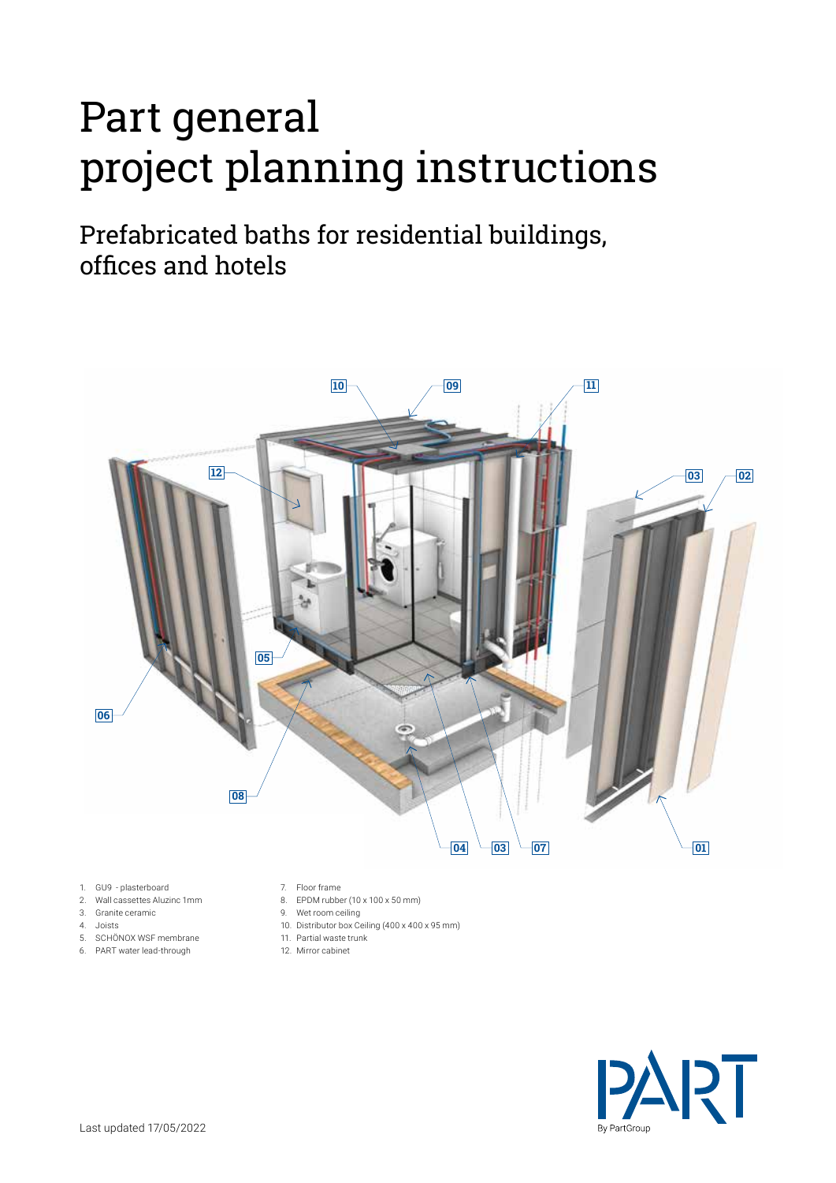# Part general project planning instructions

## Prefabricated baths for residential buildings, offices and hotels

1. GU9 - plasterboard
2. Wall cassettes Aluzinc 1mm
3. Granite ceramic
4. Joists
5. SCHÖNOX WSF membrane
6. PART water lead-through
7. Floor frame
8. EPDM rubber (10 x 100 x 50 mm)
9. Wet room ceiling
10. Distributor box Ceiling (400 x 400 x 95 mm)
11. Partial waste trunk
12. Mirror cabinet

Last updated 17/05/2022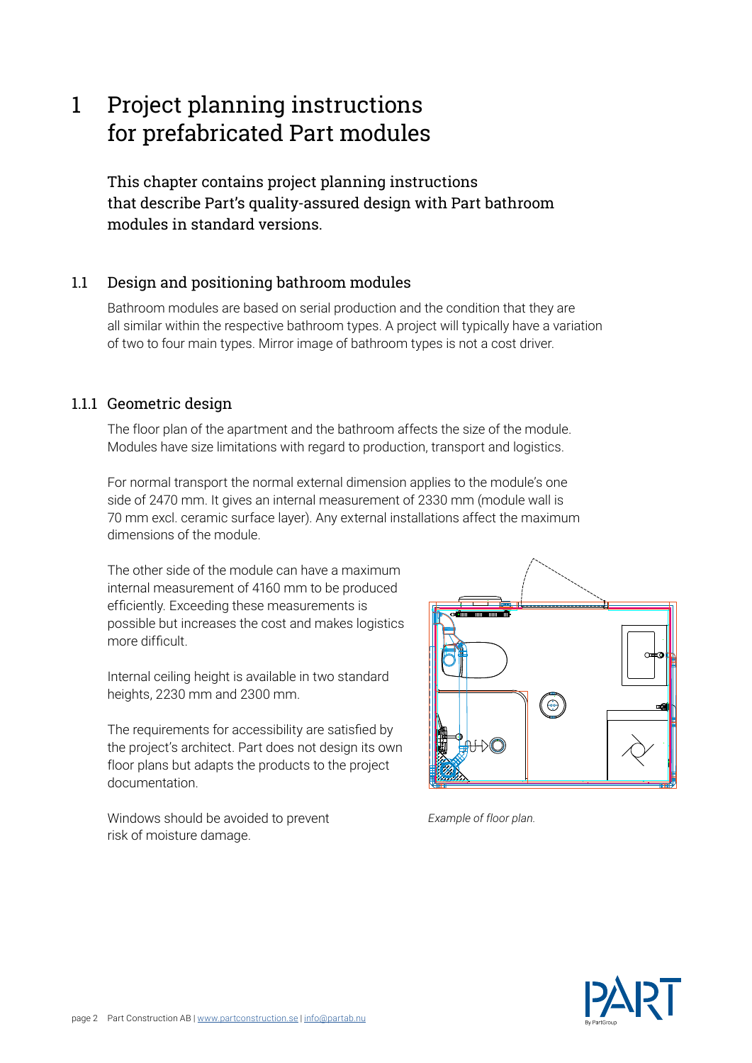# 1 Project planning instructions for prefabricated Part modules

This chapter contains project planning instructions that describe Part's quality-assured design with Part bathroom modules in standard versions.

## 1.1 Design and positioning bathroom modules

Bathroom modules are based on serial production and the condition that they are all similar within the respective bathroom types. A project will typically have a variation of two to four main types. Mirror image of bathroom types is not a cost driver.

### 1.1.1 Geometric design

The floor plan of the apartment and the bathroom affects the size of the module. Modules have size limitations with regard to production, transport and logistics.

For normal transport the normal external dimension applies to the module's one side of 2470 mm. It gives an internal measurement of 2330 mm (module wall is 70 mm excl. ceramic surface layer). Any external installations affect the maximum dimensions of the module.

The other side of the module can have a maximum internal measurement of 4160 mm to be produced efficiently. Exceeding these measurements is possible but increases the cost and makes logistics more difficult.

Internal ceiling height is available in two standard heights, 2230 mm and 2300 mm.

The requirements for accessibility are satisfied by the project's architect. Part does not design its own floor plans but adapts the products to the project documentation.

Windows should be avoided to prevent risk of moisture damage.

*Example of floor plan.*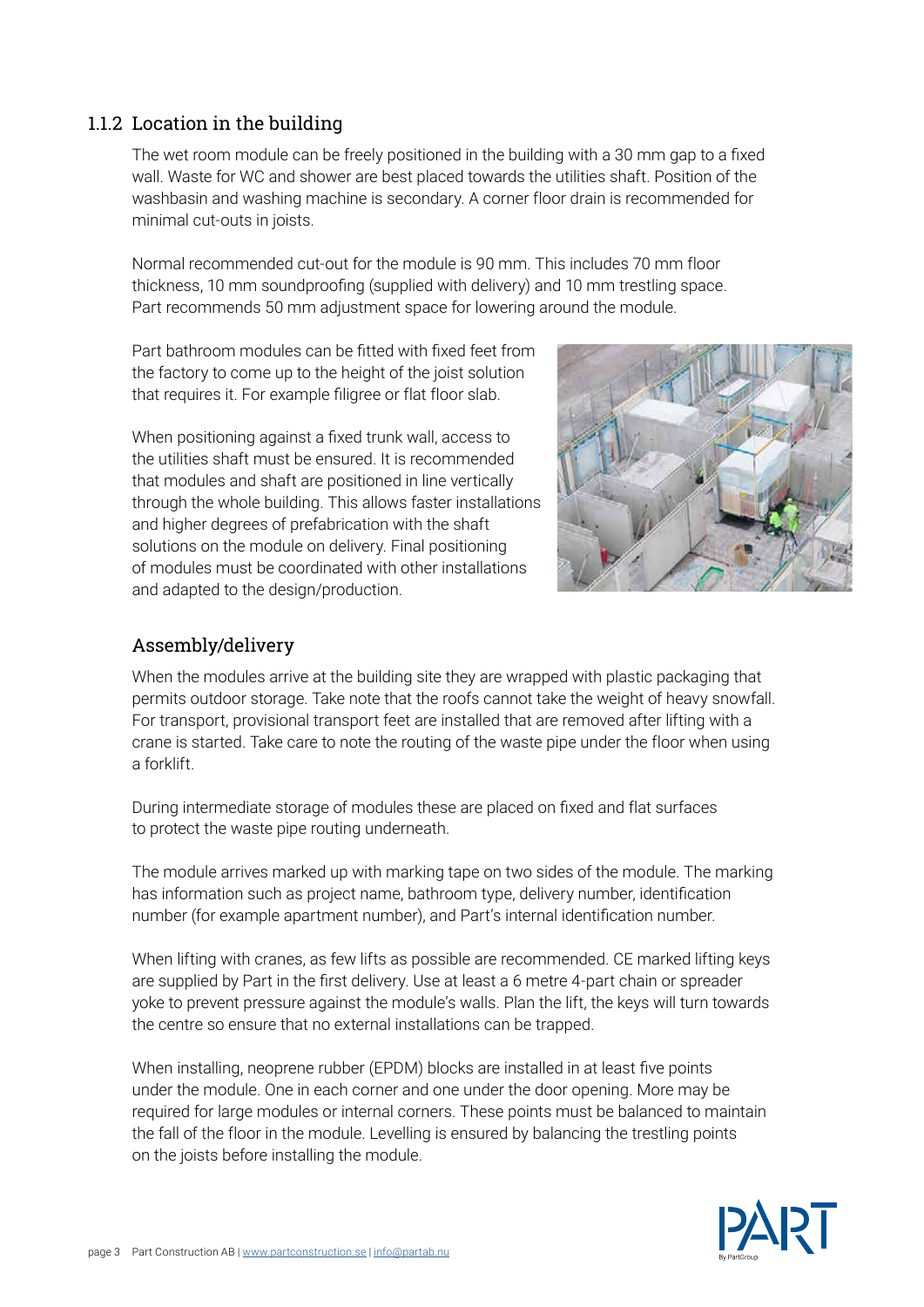### 1.1.2 Location in the building

The wet room module can be freely positioned in the building with a 30 mm gap to a fixed wall. Waste for WC and shower are best placed towards the utilities shaft. Position of the washbasin and washing machine is secondary. A corner floor drain is recommended for minimal cut-outs in joists.

Normal recommended cut-out for the module is 90 mm. This includes 70 mm floor thickness, 10 mm soundproofing (supplied with delivery) and 10 mm trestling space. Part recommends 50 mm adjustment space for lowering around the module.

Part bathroom modules can be fitted with fixed feet from the factory to come up to the height of the joist solution that requires it. For example filigree or flat floor slab.

When positioning against a fixed trunk wall, access to the utilities shaft must be ensured. It is recommended that modules and shaft are positioned in line vertically through the whole building. This allows faster installations and higher degrees of prefabrication with the shaft solutions on the module on delivery. Final positioning of modules must be coordinated with other installations and adapted to the design/production.

### Assembly/delivery

When the modules arrive at the building site they are wrapped with plastic packaging that permits outdoor storage. Take note that the roofs cannot take the weight of heavy snowfall. For transport, provisional transport feet are installed that are removed after lifting with a crane is started. Take care to note the routing of the waste pipe under the floor when using a forklift.

During intermediate storage of modules these are placed on fixed and flat surfaces to protect the waste pipe routing underneath.

The module arrives marked up with marking tape on two sides of the module. The marking has information such as project name, bathroom type, delivery number, identification number (for example apartment number), and Part's internal identification number.

When lifting with cranes, as few lifts as possible are recommended. CE marked lifting keys are supplied by Part in the first delivery. Use at least a 6 metre 4-part chain or spreader yoke to prevent pressure against the module's walls. Plan the lift, the keys will turn towards the centre so ensure that no external installations can be trapped.

When installing, neoprene rubber (EPDM) blocks are installed in at least five points under the module. One in each corner and one under the door opening. More may be required for large modules or internal corners. These points must be balanced to maintain the fall of the floor in the module. Levelling is ensured by balancing the trestling points on the joists before installing the module.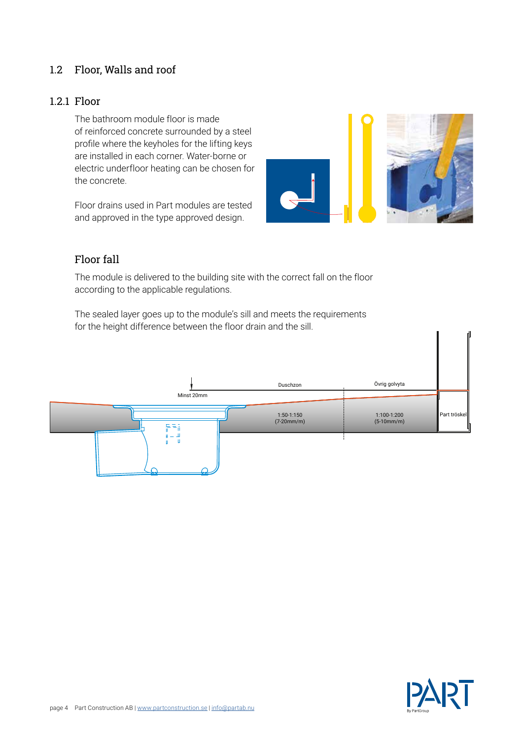## 1.2 Floor, Walls and roof

### 1.2.1 Floor

The bathroom module floor is made of reinforced concrete surrounded by a steel profile where the keyholes for the lifting keys are installed in each corner. Water-borne or electric underfloor heating can be chosen for the concrete.

Floor drains used in Part modules are tested and approved in the type approved design.

### Floor fall

The module is delivered to the building site with the correct fall on the floor according to the applicable regulations.

The sealed layer goes up to the module's sill and meets the requirements for the height difference between the floor drain and the sill.

Minst 20mm

Duschzon

Övrig golvyta

1:50-1:150
(7-20mm/m)

1:100-1:200
(5-10mm/m)

Part tröskel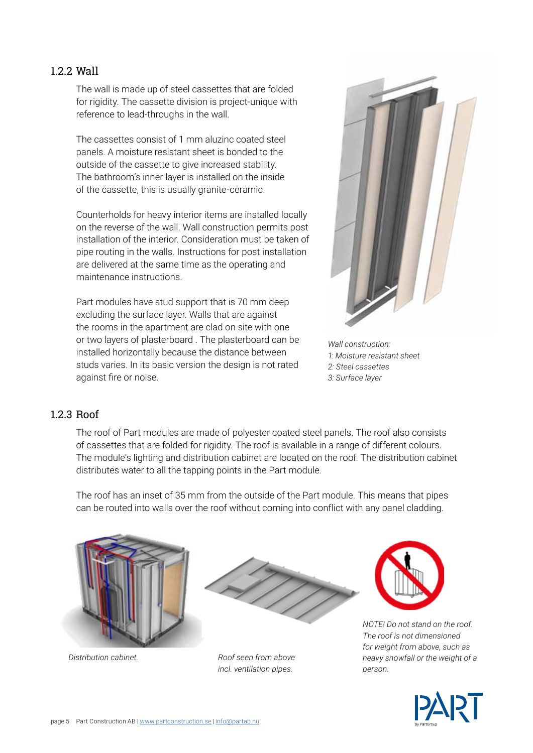### 1.2.2 Wall

The wall is made up of steel cassettes that are folded for rigidity. The cassette division is project-unique with reference to lead-throughs in the wall.

The cassettes consist of 1 mm aluzinc coated steel panels. A moisture resistant sheet is bonded to the outside of the cassette to give increased stability. The bathroom's inner layer is installed on the inside of the cassette, this is usually granite-ceramic.

Counterholds for heavy interior items are installed locally on the reverse of the wall. Wall construction permits post installation of the interior. Consideration must be taken of pipe routing in the walls. Instructions for post installation are delivered at the same time as the operating and maintenance instructions.

Part modules have stud support that is 70 mm deep excluding the surface layer. Walls that are against the rooms in the apartment are clad on site with one or two layers of plasterboard . The plasterboard can be installed horizontally because the distance between studs varies. In its basic version the design is not rated against fire or noise.

*Wall construction:*
*1: Moisture resistant sheet*
*2: Steel cassettes*
*3: Surface layer*

### 1.2.3 Roof

The roof of Part modules are made of polyester coated steel panels. The roof also consists of cassettes that are folded for rigidity. The roof is available in a range of different colours. The module's lighting and distribution cabinet are located on the roof. The distribution cabinet distributes water to all the tapping points in the Part module.

The roof has an inset of 35 mm from the outside of the Part module. This means that pipes can be routed into walls over the roof without coming into conflict with any panel cladding.

*Distribution cabinet.*

*Roof seen from above incl. ventilation pipes.*

*NOTE! Do not stand on the roof. The roof is not dimensioned for weight from above, such as heavy snowfall or the weight of a person.*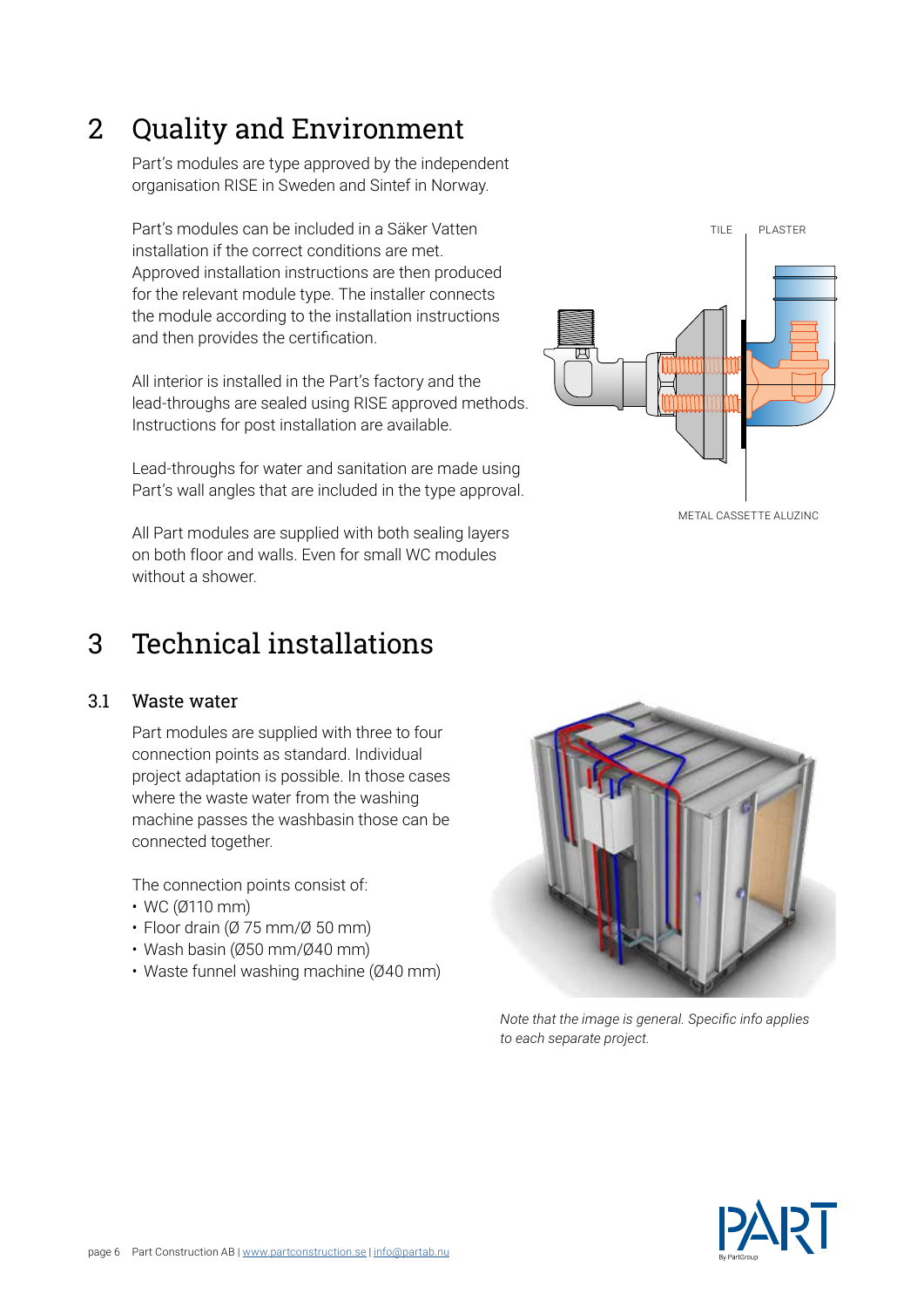# 2 Quality and Environment

Part's modules are type approved by the independent organisation RISE in Sweden and Sintef in Norway.

Part's modules can be included in a Säker Vatten installation if the correct conditions are met. Approved installation instructions are then produced for the relevant module type. The installer connects the module according to the installation instructions and then provides the certification.

All interior is installed in the Part's factory and the lead-throughs are sealed using RISE approved methods. Instructions for post installation are available.

Lead-throughs for water and sanitation are made using Part's wall angles that are included in the type approval.

All Part modules are supplied with both sealing layers on both floor and walls. Even for small WC modules without a shower.

TILE PLASTER

METAL CASSETTE ALUZINC

# 3 Technical installations

## 3.1 Waste water

Part modules are supplied with three to four connection points as standard. Individual project adaptation is possible. In those cases where the waste water from the washing machine passes the washbasin those can be connected together.

The connection points consist of:

- WC (Ø110 mm)
- Floor drain (Ø 75 mm/Ø 50 mm)
- Wash basin (Ø50 mm/Ø40 mm)
- Waste funnel washing machine (Ø40 mm)

*Note that the image is general. Specific info applies to each separate project.*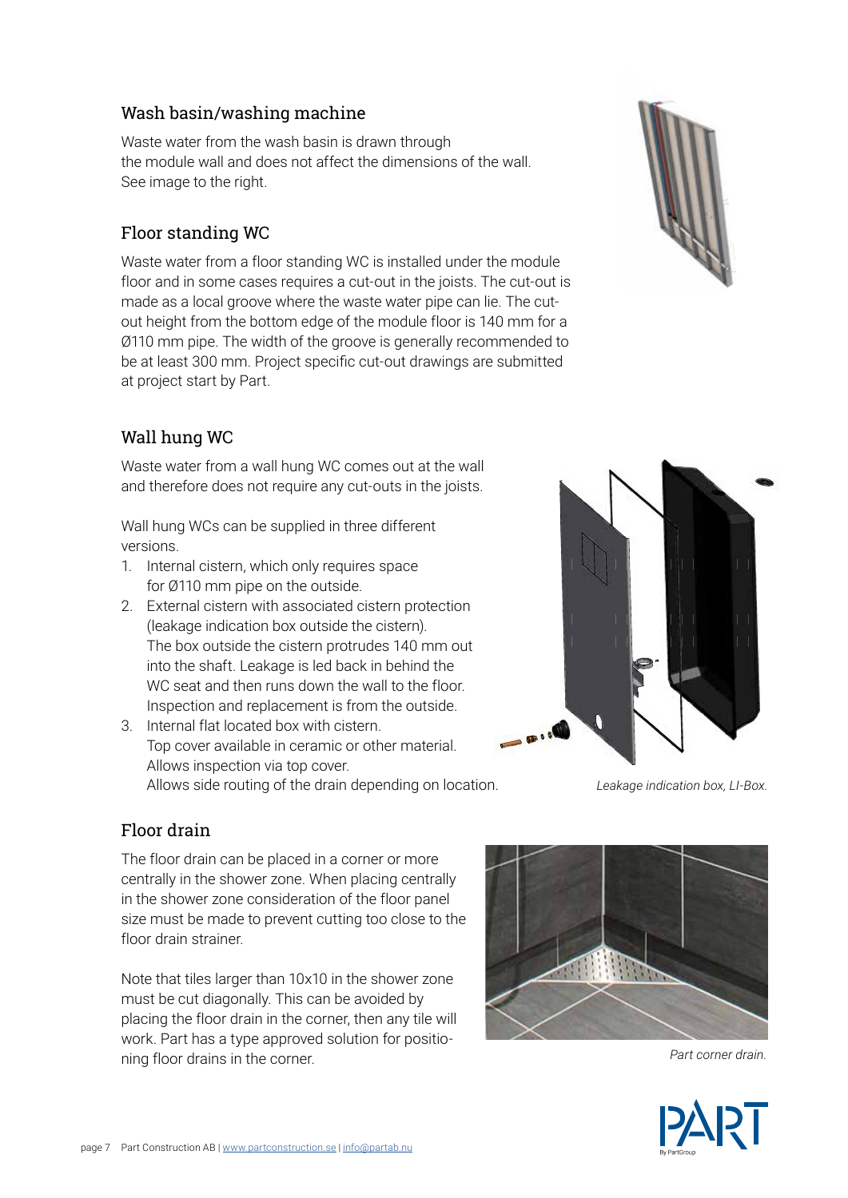## Wash basin/washing machine

Waste water from the wash basin is drawn through the module wall and does not affect the dimensions of the wall. See image to the right.

## Floor standing WC

Waste water from a floor standing WC is installed under the module floor and in some cases requires a cut-out in the joists. The cut-out is made as a local groove where the waste water pipe can lie. The cut-out height from the bottom edge of the module floor is 140 mm for a Ø110 mm pipe. The width of the groove is generally recommended to be at least 300 mm. Project specific cut-out drawings are submitted at project start by Part.

## Wall hung WC

Waste water from a wall hung WC comes out at the wall and therefore does not require any cut-outs in the joists.

Wall hung WCs can be supplied in three different versions.

1. Internal cistern, which only requires space for Ø110 mm pipe on the outside.
2. External cistern with associated cistern protection (leakage indication box outside the cistern). The box outside the cistern protrudes 140 mm out into the shaft. Leakage is led back in behind the WC seat and then runs down the wall to the floor. Inspection and replacement is from the outside.
3. Internal flat located box with cistern. Top cover available in ceramic or other material. Allows inspection via top cover. Allows side routing of the drain depending on location.

*Leakage indication box, LI-Box.*

## Floor drain

The floor drain can be placed in a corner or more centrally in the shower zone. When placing centrally in the shower zone consideration of the floor panel size must be made to prevent cutting too close to the floor drain strainer.

Note that tiles larger than 10x10 in the shower zone must be cut diagonally. This can be avoided by placing the floor drain in the corner, then any tile will work. Part has a type approved solution for positioning floor drains in the corner.

*Part corner drain.*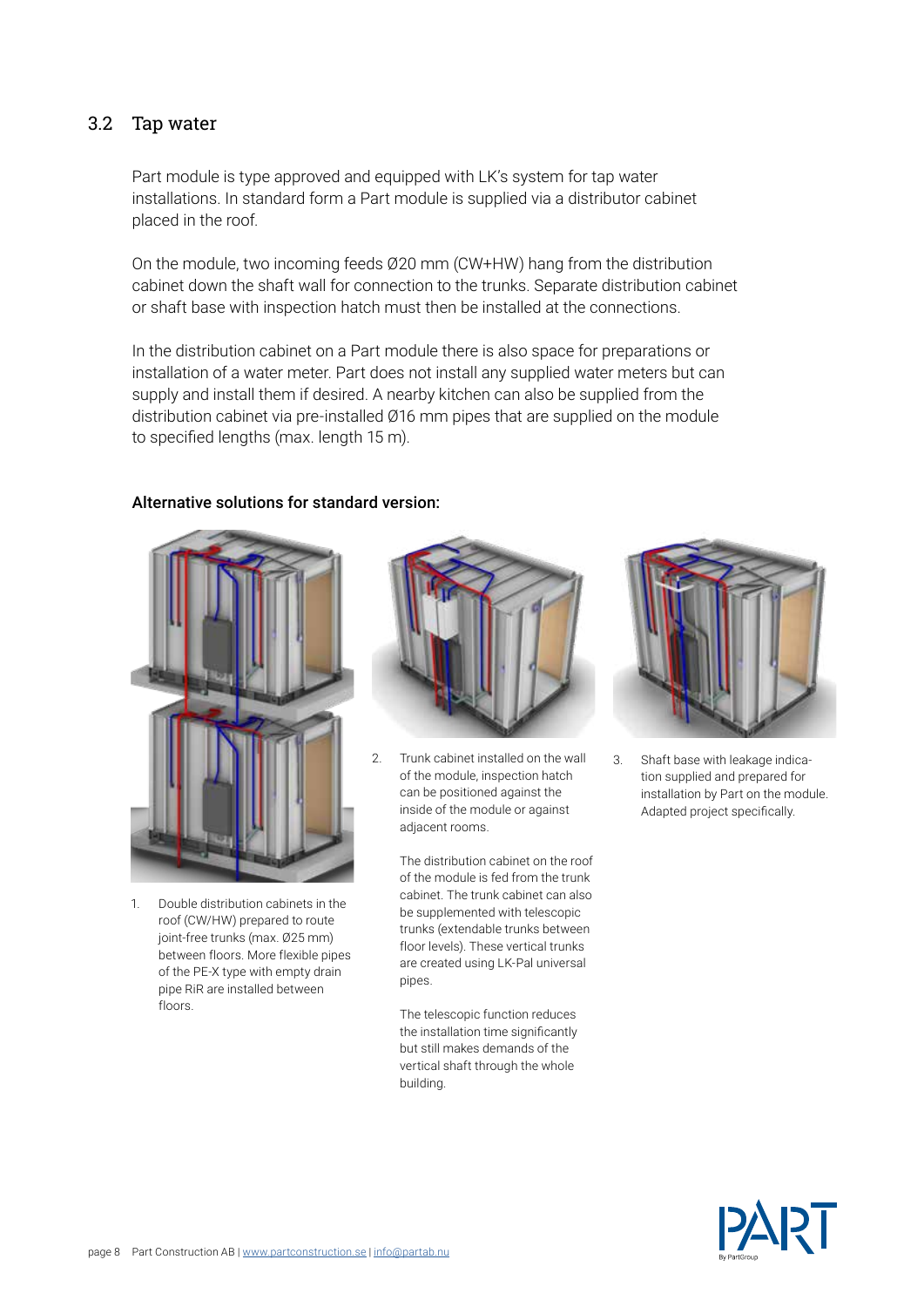## 3.2 Tap water

Part module is type approved and equipped with LK's system for tap water installations. In standard form a Part module is supplied via a distributor cabinet placed in the roof.

On the module, two incoming feeds Ø20 mm (CW+HW) hang from the distribution cabinet down the shaft wall for connection to the trunks. Separate distribution cabinet or shaft base with inspection hatch must then be installed at the connections.

In the distribution cabinet on a Part module there is also space for preparations or installation of a water meter. Part does not install any supplied water meters but can supply and install them if desired. A nearby kitchen can also be supplied from the distribution cabinet via pre-installed Ø16 mm pipes that are supplied on the module to specified lengths (max. length 15 m).

**Alternative solutions for standard version:**

1. Double distribution cabinets in the roof (CW/HW) prepared to route joint-free trunks (max. Ø25 mm) between floors. More flexible pipes of the PE-X type with empty drain pipe RiR are installed between floors.

2. Trunk cabinet installed on the wall of the module, inspection hatch can be positioned against the inside of the module or against adjacent rooms.

   The distribution cabinet on the roof of the module is fed from the trunk cabinet. The trunk cabinet can also be supplemented with telescopic trunks (extendable trunks between floor levels). These vertical trunks are created using LK-Pal universal pipes.

   The telescopic function reduces the installation time significantly but still makes demands of the vertical shaft through the whole building.

3. Shaft base with leakage indication supplied and prepared for installation by Part on the module. Adapted project specifically.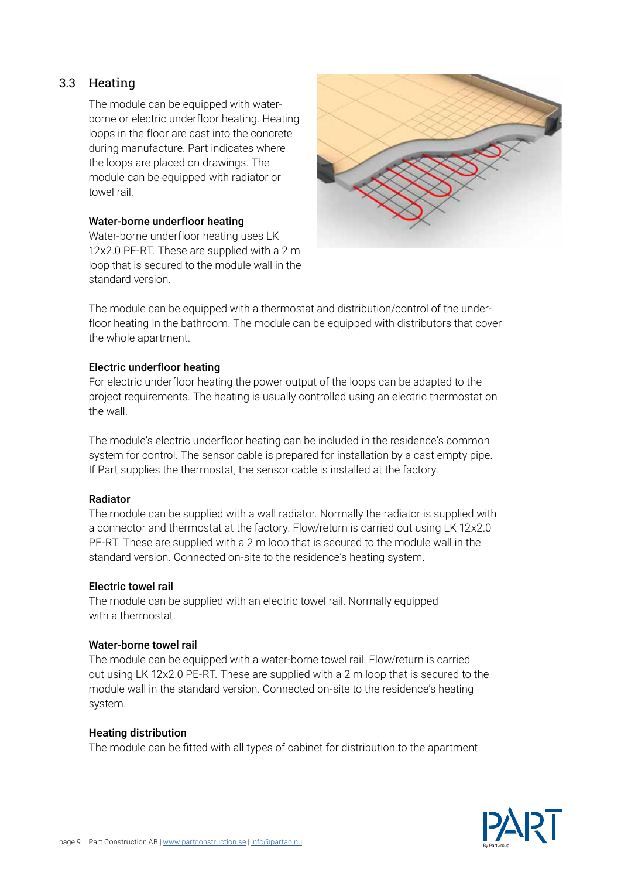## 3.3 Heating

The module can be equipped with water-borne or electric underfloor heating. Heating loops in the floor are cast into the concrete during manufacture. Part indicates where the loops are placed on drawings. The module can be equipped with radiator or towel rail.

### Water-borne underfloor heating

Water-borne underfloor heating uses LK 12x2.0 PE-RT. These are supplied with a 2 m loop that is secured to the module wall in the standard version.

The module can be equipped with a thermostat and distribution/control of the underfloor heating In the bathroom. The module can be equipped with distributors that cover the whole apartment.

### Electric underfloor heating

For electric underfloor heating the power output of the loops can be adapted to the project requirements. The heating is usually controlled using an electric thermostat on the wall.

The module's electric underfloor heating can be included in the residence's common system for control. The sensor cable is prepared for installation by a cast empty pipe. If Part supplies the thermostat, the sensor cable is installed at the factory.

### Radiator

The module can be supplied with a wall radiator. Normally the radiator is supplied with a connector and thermostat at the factory. Flow/return is carried out using LK 12x2.0 PE-RT. These are supplied with a 2 m loop that is secured to the module wall in the standard version. Connected on-site to the residence's heating system.

### Electric towel rail

The module can be supplied with an electric towel rail. Normally equipped with a thermostat.

### Water-borne towel rail

The module can be equipped with a water-borne towel rail. Flow/return is carried out using LK 12x2.0 PE-RT. These are supplied with a 2 m loop that is secured to the module wall in the standard version. Connected on-site to the residence's heating system.

### Heating distribution

The module can be fitted with all types of cabinet for distribution to the apartment.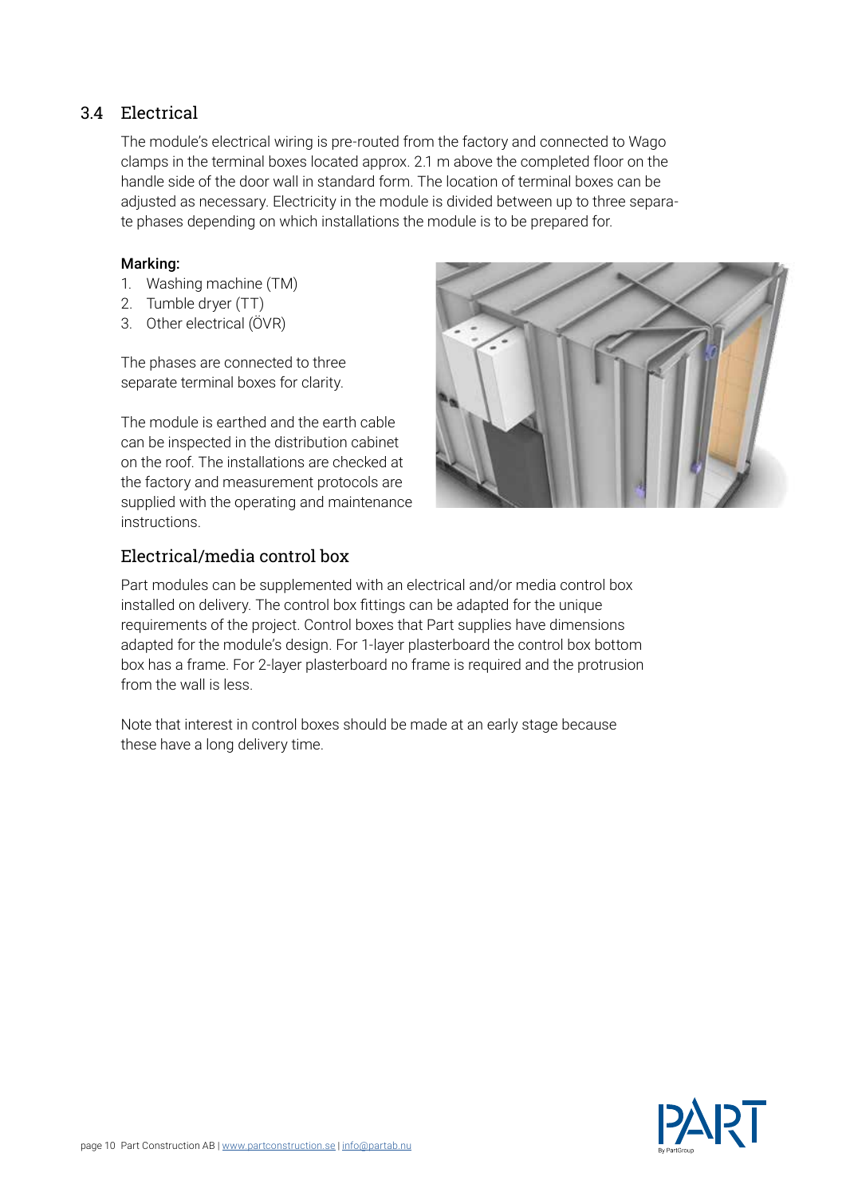## 3.4 Electrical

The module's electrical wiring is pre-routed from the factory and connected to Wago clamps in the terminal boxes located approx. 2.1 m above the completed floor on the handle side of the door wall in standard form. The location of terminal boxes can be adjusted as necessary. Electricity in the module is divided between up to three separate phases depending on which installations the module is to be prepared for.

**Marking:**

1. Washing machine (TM)
2. Tumble dryer (TT)
3. Other electrical (ÖVR)

The phases are connected to three separate terminal boxes for clarity.

The module is earthed and the earth cable can be inspected in the distribution cabinet on the roof. The installations are checked at the factory and measurement protocols are supplied with the operating and maintenance instructions.

### Electrical/media control box

Part modules can be supplemented with an electrical and/or media control box installed on delivery. The control box fittings can be adapted for the unique requirements of the project. Control boxes that Part supplies have dimensions adapted for the module's design. For 1-layer plasterboard the control box bottom box has a frame. For 2-layer plasterboard no frame is required and the protrusion from the wall is less.

Note that interest in control boxes should be made at an early stage because these have a long delivery time.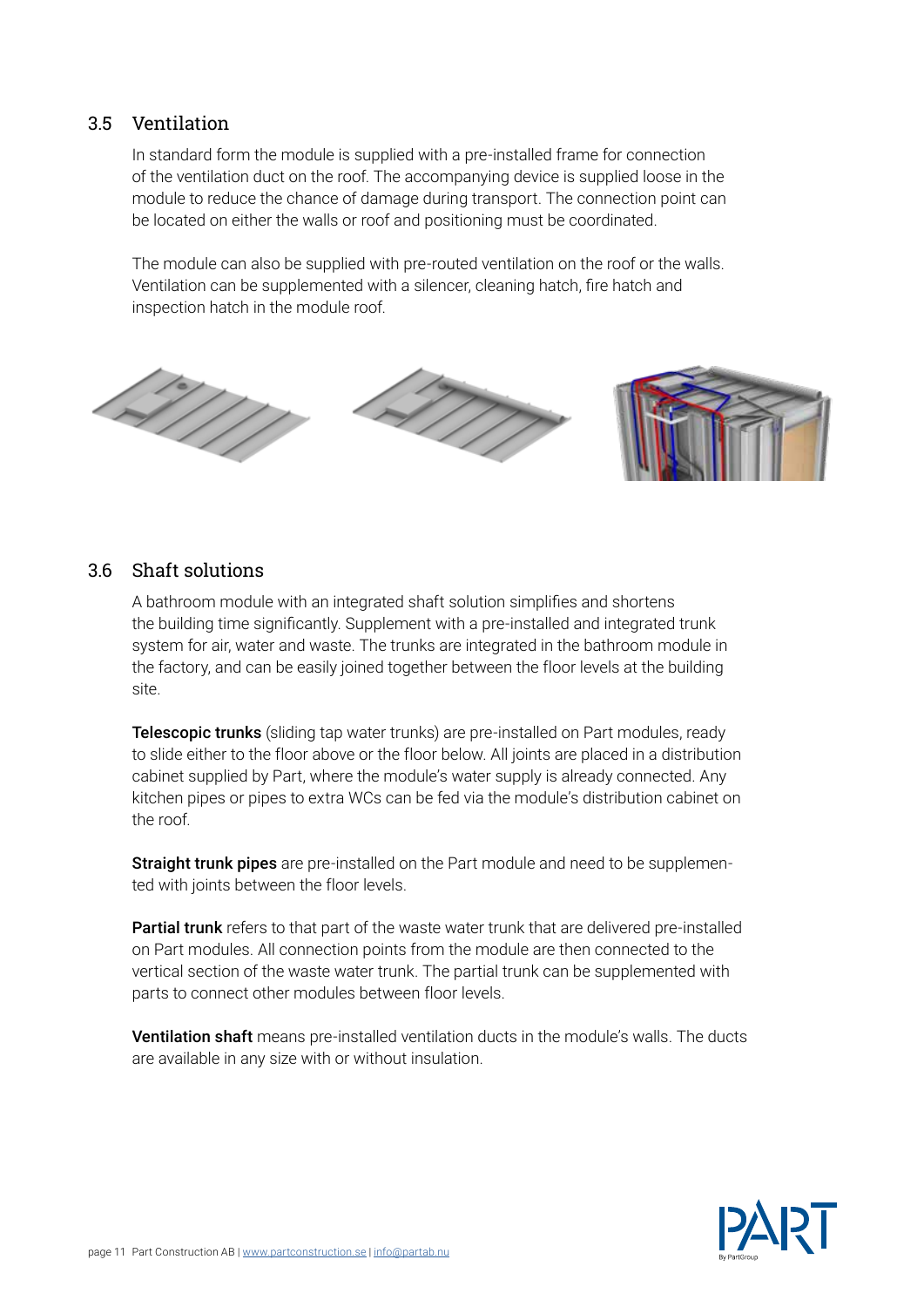## 3.5 Ventilation

In standard form the module is supplied with a pre-installed frame for connection of the ventilation duct on the roof. The accompanying device is supplied loose in the module to reduce the chance of damage during transport. The connection point can be located on either the walls or roof and positioning must be coordinated.

The module can also be supplied with pre-routed ventilation on the roof or the walls. Ventilation can be supplemented with a silencer, cleaning hatch, fire hatch and inspection hatch in the module roof.

## 3.6 Shaft solutions

A bathroom module with an integrated shaft solution simplifies and shortens the building time significantly. Supplement with a pre-installed and integrated trunk system for air, water and waste. The trunks are integrated in the bathroom module in the factory, and can be easily joined together between the floor levels at the building site.

**Telescopic trunks** (sliding tap water trunks) are pre-installed on Part modules, ready to slide either to the floor above or the floor below. All joints are placed in a distribution cabinet supplied by Part, where the module's water supply is already connected. Any kitchen pipes or pipes to extra WCs can be fed via the module's distribution cabinet on the roof.

**Straight trunk pipes** are pre-installed on the Part module and need to be supplemented with joints between the floor levels.

**Partial trunk** refers to that part of the waste water trunk that are delivered pre-installed on Part modules. All connection points from the module are then connected to the vertical section of the waste water trunk. The partial trunk can be supplemented with parts to connect other modules between floor levels.

**Ventilation shaft** means pre-installed ventilation ducts in the module's walls. The ducts are available in any size with or without insulation.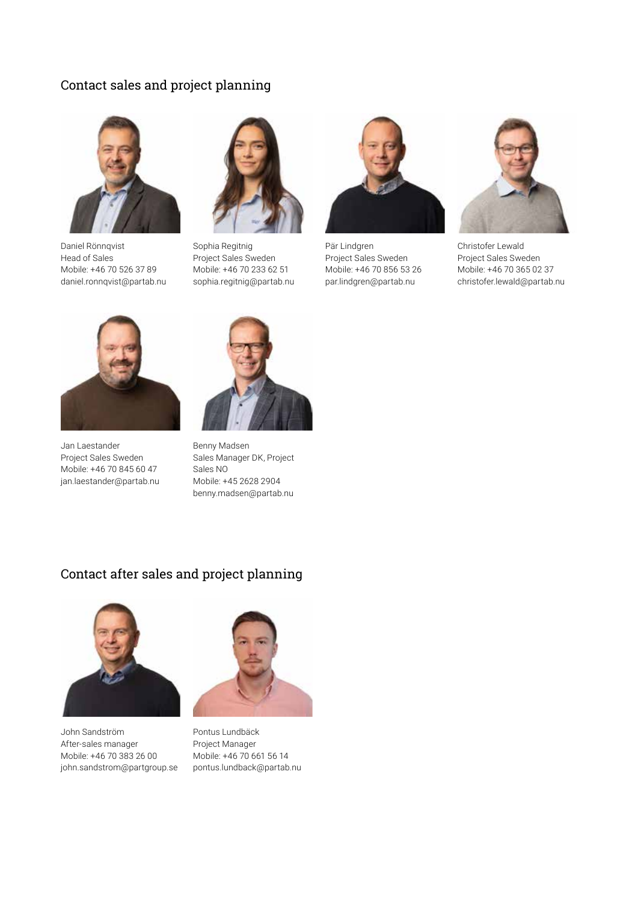## Contact sales and project planning

Daniel Rönnqvist
Head of Sales
Mobile: +46 70 526 37 89
daniel.ronnqvist@partab.nu

Sophia Regitnig
Project Sales Sweden
Mobile: +46 70 233 62 51
sophia.regitnig@partab.nu

Pär Lindgren
Project Sales Sweden
Mobile: +46 70 856 53 26
par.lindgren@partab.nu

Christofer Lewald
Project Sales Sweden
Mobile: +46 70 365 02 37
christofer.lewald@partab.nu

Jan Laestander
Project Sales Sweden
Mobile: +46 70 845 60 47
jan.laestander@partab.nu

Benny Madsen
Sales Manager DK, Project Sales NO
Mobile: +45 2628 2904
benny.madsen@partab.nu

## Contact after sales and project planning

John Sandström
After-sales manager
Mobile: +46 70 383 26 00
john.sandstrom@partgroup.se

Pontus Lundbäck
Project Manager
Mobile: +46 70 661 56 14
pontus.lundback@partab.nu